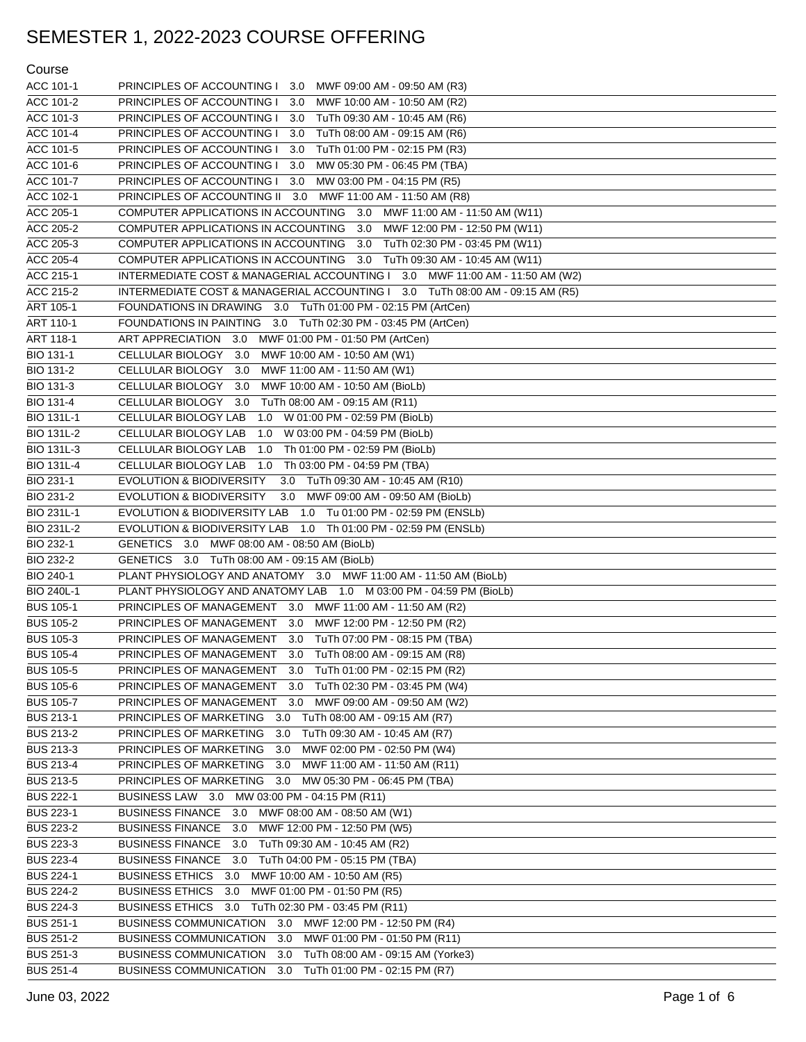# SEMESTER 1, 2022-2023 COURSE OFFERING

| Course | |
|---|---|
| ACC 101-1 | PRINCIPLES OF ACCOUNTING I 3.0 MWF 09:00 AM - 09:50 AM (R3) |
| ACC 101-2 | PRINCIPLES OF ACCOUNTING I 3.0 MWF 10:00 AM - 10:50 AM (R2) |
| ACC 101-3 | PRINCIPLES OF ACCOUNTING I 3.0 TuTh 09:30 AM - 10:45 AM (R6) |
| ACC 101-4 | PRINCIPLES OF ACCOUNTING I 3.0 TuTh 08:00 AM - 09:15 AM (R6) |
| ACC 101-5 | PRINCIPLES OF ACCOUNTING I 3.0 TuTh 01:00 PM - 02:15 PM (R3) |
| ACC 101-6 | PRINCIPLES OF ACCOUNTING I 3.0 MW 05:30 PM - 06:45 PM (TBA) |
| ACC 101-7 | PRINCIPLES OF ACCOUNTING I 3.0 MW 03:00 PM - 04:15 PM (R5) |
| ACC 102-1 | PRINCIPLES OF ACCOUNTING II 3.0 MWF 11:00 AM - 11:50 AM (R8) |
| ACC 205-1 | COMPUTER APPLICATIONS IN ACCOUNTING 3.0 MWF 11:00 AM - 11:50 AM (W11) |
| ACC 205-2 | COMPUTER APPLICATIONS IN ACCOUNTING 3.0 MWF 12:00 PM - 12:50 PM (W11) |
| ACC 205-3 | COMPUTER APPLICATIONS IN ACCOUNTING 3.0 TuTh 02:30 PM - 03:45 PM (W11) |
| ACC 205-4 | COMPUTER APPLICATIONS IN ACCOUNTING 3.0 TuTh 09:30 AM - 10:45 AM (W11) |
| ACC 215-1 | INTERMEDIATE COST & MANAGERIAL ACCOUNTING I 3.0 MWF 11:00 AM - 11:50 AM (W2) |
| ACC 215-2 | INTERMEDIATE COST & MANAGERIAL ACCOUNTING I 3.0 TuTh 08:00 AM - 09:15 AM (R5) |
| ART 105-1 | FOUNDATIONS IN DRAWING 3.0 TuTh 01:00 PM - 02:15 PM (ArtCen) |
| ART 110-1 | FOUNDATIONS IN PAINTING 3.0 TuTh 02:30 PM - 03:45 PM (ArtCen) |
| ART 118-1 | ART APPRECIATION 3.0 MWF 01:00 PM - 01:50 PM (ArtCen) |
| BIO 131-1 | CELLULAR BIOLOGY 3.0 MWF 10:00 AM - 10:50 AM (W1) |
| BIO 131-2 | CELLULAR BIOLOGY 3.0 MWF 11:00 AM - 11:50 AM (W1) |
| BIO 131-3 | CELLULAR BIOLOGY 3.0 MWF 10:00 AM - 10:50 AM (BioLb) |
| BIO 131-4 | CELLULAR BIOLOGY 3.0 TuTh 08:00 AM - 09:15 AM (R11) |
| BIO 131L-1 | CELLULAR BIOLOGY LAB 1.0 W 01:00 PM - 02:59 PM (BioLb) |
| BIO 131L-2 | CELLULAR BIOLOGY LAB 1.0 W 03:00 PM - 04:59 PM (BioLb) |
| BIO 131L-3 | CELLULAR BIOLOGY LAB 1.0 Th 01:00 PM - 02:59 PM (BioLb) |
| BIO 131L-4 | CELLULAR BIOLOGY LAB 1.0 Th 03:00 PM - 04:59 PM (TBA) |
| BIO 231-1 | EVOLUTION & BIODIVERSITY 3.0 TuTh 09:30 AM - 10:45 AM (R10) |
| BIO 231-2 | EVOLUTION & BIODIVERSITY 3.0 MWF 09:00 AM - 09:50 AM (BioLb) |
| BIO 231L-1 | EVOLUTION & BIODIVERSITY LAB 1.0 Tu 01:00 PM - 02:59 PM (ENSLb) |
| BIO 231L-2 | EVOLUTION & BIODIVERSITY LAB 1.0 Th 01:00 PM - 02:59 PM (ENSLb) |
| BIO 232-1 | GENETICS 3.0 MWF 08:00 AM - 08:50 AM (BioLb) |
| BIO 232-2 | GENETICS 3.0 TuTh 08:00 AM - 09:15 AM (BioLb) |
| BIO 240-1 | PLANT PHYSIOLOGY AND ANATOMY 3.0 MWF 11:00 AM - 11:50 AM (BioLb) |
| BIO 240L-1 | PLANT PHYSIOLOGY AND ANATOMY LAB 1.0 M 03:00 PM - 04:59 PM (BioLb) |
| BUS 105-1 | PRINCIPLES OF MANAGEMENT 3.0 MWF 11:00 AM - 11:50 AM (R2) |
| BUS 105-2 | PRINCIPLES OF MANAGEMENT 3.0 MWF 12:00 PM - 12:50 PM (R2) |
| BUS 105-3 | PRINCIPLES OF MANAGEMENT 3.0 TuTh 07:00 PM - 08:15 PM (TBA) |
| BUS 105-4 | PRINCIPLES OF MANAGEMENT 3.0 TuTh 08:00 AM - 09:15 AM (R8) |
| BUS 105-5 | PRINCIPLES OF MANAGEMENT 3.0 TuTh 01:00 PM - 02:15 PM (R2) |
| BUS 105-6 | PRINCIPLES OF MANAGEMENT 3.0 TuTh 02:30 PM - 03:45 PM (W4) |
| BUS 105-7 | PRINCIPLES OF MANAGEMENT 3.0 MWF 09:00 AM - 09:50 AM (W2) |
| BUS 213-1 | PRINCIPLES OF MARKETING 3.0 TuTh 08:00 AM - 09:15 AM (R7) |
| BUS 213-2 | PRINCIPLES OF MARKETING 3.0 TuTh 09:30 AM - 10:45 AM (R7) |
| BUS 213-3 | PRINCIPLES OF MARKETING 3.0 MWF 02:00 PM - 02:50 PM (W4) |
| BUS 213-4 | PRINCIPLES OF MARKETING 3.0 MWF 11:00 AM - 11:50 AM (R11) |
| BUS 213-5 | PRINCIPLES OF MARKETING 3.0 MW 05:30 PM - 06:45 PM (TBA) |
| BUS 222-1 | BUSINESS LAW 3.0 MW 03:00 PM - 04:15 PM (R11) |
| BUS 223-1 | BUSINESS FINANCE 3.0 MWF 08:00 AM - 08:50 AM (W1) |
| BUS 223-2 | BUSINESS FINANCE 3.0 MWF 12:00 PM - 12:50 PM (W5) |
| BUS 223-3 | BUSINESS FINANCE 3.0 TuTh 09:30 AM - 10:45 AM (R2) |
| BUS 223-4 | BUSINESS FINANCE 3.0 TuTh 04:00 PM - 05:15 PM (TBA) |
| BUS 224-1 | BUSINESS ETHICS 3.0 MWF 10:00 AM - 10:50 AM (R5) |
| BUS 224-2 | BUSINESS ETHICS 3.0 MWF 01:00 PM - 01:50 PM (R5) |
| BUS 224-3 | BUSINESS ETHICS 3.0 TuTh 02:30 PM - 03:45 PM (R11) |
| BUS 251-1 | BUSINESS COMMUNICATION 3.0 MWF 12:00 PM - 12:50 PM (R4) |
| BUS 251-2 | BUSINESS COMMUNICATION 3.0 MWF 01:00 PM - 01:50 PM (R11) |
| BUS 251-3 | BUSINESS COMMUNICATION 3.0 TuTh 08:00 AM - 09:15 AM (Yorke3) |
| BUS 251-4 | BUSINESS COMMUNICATION 3.0 TuTh 01:00 PM - 02:15 PM (R7) |

June 03, 2022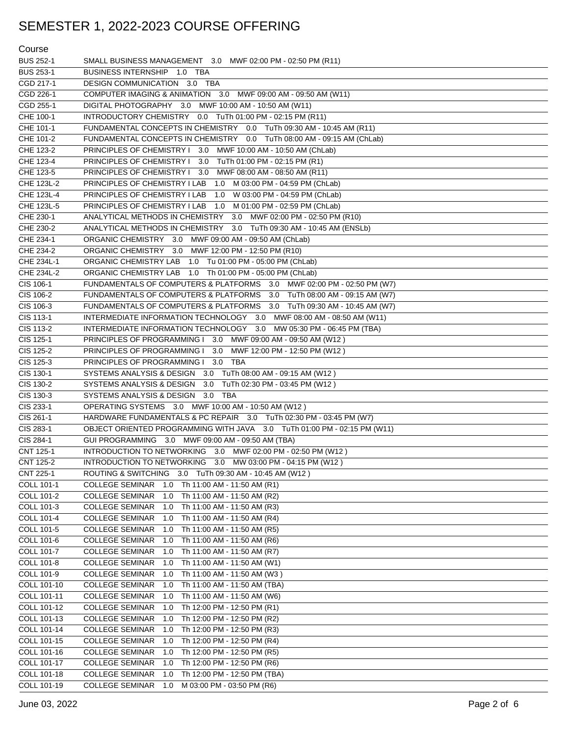# SEMESTER 1, 2022-2023 COURSE OFFERING

| Course | |
|---|---|
| BUS 252-1 | SMALL BUSINESS MANAGEMENT 3.0 MWF 02:00 PM - 02:50 PM (R11) |
| BUS 253-1 | BUSINESS INTERNSHIP 1.0 TBA |
| CGD 217-1 | DESIGN COMMUNICATION 3.0 TBA |
| CGD 226-1 | COMPUTER IMAGING & ANIMATION 3.0 MWF 09:00 AM - 09:50 AM (W11) |
| CGD 255-1 | DIGITAL PHOTOGRAPHY 3.0 MWF 10:00 AM - 10:50 AM (W11) |
| CHE 100-1 | INTRODUCTORY CHEMISTRY 0.0 TuTh 01:00 PM - 02:15 PM (R11) |
| CHE 101-1 | FUNDAMENTAL CONCEPTS IN CHEMISTRY 0.0 TuTh 09:30 AM - 10:45 AM (R11) |
| CHE 101-2 | FUNDAMENTAL CONCEPTS IN CHEMISTRY 0.0 TuTh 08:00 AM - 09:15 AM (ChLab) |
| CHE 123-2 | PRINCIPLES OF CHEMISTRY I 3.0 MWF 10:00 AM - 10:50 AM (ChLab) |
| CHE 123-4 | PRINCIPLES OF CHEMISTRY I 3.0 TuTh 01:00 PM - 02:15 PM (R1) |
| CHE 123-5 | PRINCIPLES OF CHEMISTRY I 3.0 MWF 08:00 AM - 08:50 AM (R11) |
| CHE 123L-2 | PRINCIPLES OF CHEMISTRY I LAB 1.0 M 03:00 PM - 04:59 PM (ChLab) |
| CHE 123L-4 | PRINCIPLES OF CHEMISTRY I LAB 1.0 W 03:00 PM - 04:59 PM (ChLab) |
| CHE 123L-5 | PRINCIPLES OF CHEMISTRY I LAB 1.0 M 01:00 PM - 02:59 PM (ChLab) |
| CHE 230-1 | ANALYTICAL METHODS IN CHEMISTRY 3.0 MWF 02:00 PM - 02:50 PM (R10) |
| CHE 230-2 | ANALYTICAL METHODS IN CHEMISTRY 3.0 TuTh 09:30 AM - 10:45 AM (ENSLb) |
| CHE 234-1 | ORGANIC CHEMISTRY 3.0 MWF 09:00 AM - 09:50 AM (ChLab) |
| CHE 234-2 | ORGANIC CHEMISTRY 3.0 MWF 12:00 PM - 12:50 PM (R10) |
| CHE 234L-1 | ORGANIC CHEMISTRY LAB 1.0 Tu 01:00 PM - 05:00 PM (ChLab) |
| CHE 234L-2 | ORGANIC CHEMISTRY LAB 1.0 Th 01:00 PM - 05:00 PM (ChLab) |
| CIS 106-1 | FUNDAMENTALS OF COMPUTERS & PLATFORMS 3.0 MWF 02:00 PM - 02:50 PM (W7) |
| CIS 106-2 | FUNDAMENTALS OF COMPUTERS & PLATFORMS 3.0 TuTh 08:00 AM - 09:15 AM (W7) |
| CIS 106-3 | FUNDAMENTALS OF COMPUTERS & PLATFORMS 3.0 TuTh 09:30 AM - 10:45 AM (W7) |
| CIS 113-1 | INTERMEDIATE INFORMATION TECHNOLOGY 3.0 MWF 08:00 AM - 08:50 AM (W11) |
| CIS 113-2 | INTERMEDIATE INFORMATION TECHNOLOGY 3.0 MW 05:30 PM - 06:45 PM (TBA) |
| CIS 125-1 | PRINCIPLES OF PROGRAMMING I 3.0 MWF 09:00 AM - 09:50 AM (W12 ) |
| CIS 125-2 | PRINCIPLES OF PROGRAMMING I 3.0 MWF 12:00 PM - 12:50 PM (W12 ) |
| CIS 125-3 | PRINCIPLES OF PROGRAMMING I 3.0 TBA |
| CIS 130-1 | SYSTEMS ANALYSIS & DESIGN 3.0 TuTh 08:00 AM - 09:15 AM (W12 ) |
| CIS 130-2 | SYSTEMS ANALYSIS & DESIGN 3.0 TuTh 02:30 PM - 03:45 PM (W12 ) |
| CIS 130-3 | SYSTEMS ANALYSIS & DESIGN 3.0 TBA |
| CIS 233-1 | OPERATING SYSTEMS 3.0 MWF 10:00 AM - 10:50 AM (W12 ) |
| CIS 261-1 | HARDWARE FUNDAMENTALS & PC REPAIR 3.0 TuTh 02:30 PM - 03:45 PM (W7) |
| CIS 283-1 | OBJECT ORIENTED PROGRAMMING WITH JAVA 3.0 TuTh 01:00 PM - 02:15 PM (W11) |
| CIS 284-1 | GUI PROGRAMMING 3.0 MWF 09:00 AM - 09:50 AM (TBA) |
| CNT 125-1 | INTRODUCTION TO NETWORKING 3.0 MWF 02:00 PM - 02:50 PM (W12 ) |
| CNT 125-2 | INTRODUCTION TO NETWORKING 3.0 MW 03:00 PM - 04:15 PM (W12 ) |
| CNT 225-1 | ROUTING & SWITCHING 3.0 TuTh 09:30 AM - 10:45 AM (W12 ) |
| COLL 101-1 | COLLEGE SEMINAR 1.0 Th 11:00 AM - 11:50 AM (R1) |
| COLL 101-2 | COLLEGE SEMINAR 1.0 Th 11:00 AM - 11:50 AM (R2) |
| COLL 101-3 | COLLEGE SEMINAR 1.0 Th 11:00 AM - 11:50 AM (R3) |
| COLL 101-4 | COLLEGE SEMINAR 1.0 Th 11:00 AM - 11:50 AM (R4) |
| COLL 101-5 | COLLEGE SEMINAR 1.0 Th 11:00 AM - 11:50 AM (R5) |
| COLL 101-6 | COLLEGE SEMINAR 1.0 Th 11:00 AM - 11:50 AM (R6) |
| COLL 101-7 | COLLEGE SEMINAR 1.0 Th 11:00 AM - 11:50 AM (R7) |
| COLL 101-8 | COLLEGE SEMINAR 1.0 Th 11:00 AM - 11:50 AM (W1) |
| COLL 101-9 | COLLEGE SEMINAR 1.0 Th 11:00 AM - 11:50 AM (W3 ) |
| COLL 101-10 | COLLEGE SEMINAR 1.0 Th 11:00 AM - 11:50 AM (TBA) |
| COLL 101-11 | COLLEGE SEMINAR 1.0 Th 11:00 AM - 11:50 AM (W6) |
| COLL 101-12 | COLLEGE SEMINAR 1.0 Th 12:00 PM - 12:50 PM (R1) |
| COLL 101-13 | COLLEGE SEMINAR 1.0 Th 12:00 PM - 12:50 PM (R2) |
| COLL 101-14 | COLLEGE SEMINAR 1.0 Th 12:00 PM - 12:50 PM (R3) |
| COLL 101-15 | COLLEGE SEMINAR 1.0 Th 12:00 PM - 12:50 PM (R4) |
| COLL 101-16 | COLLEGE SEMINAR 1.0 Th 12:00 PM - 12:50 PM (R5) |
| COLL 101-17 | COLLEGE SEMINAR 1.0 Th 12:00 PM - 12:50 PM (R6) |
| COLL 101-18 | COLLEGE SEMINAR 1.0 Th 12:00 PM - 12:50 PM (TBA) |
| COLL 101-19 | COLLEGE SEMINAR 1.0 M 03:00 PM - 03:50 PM (R6) |

June 03, 2022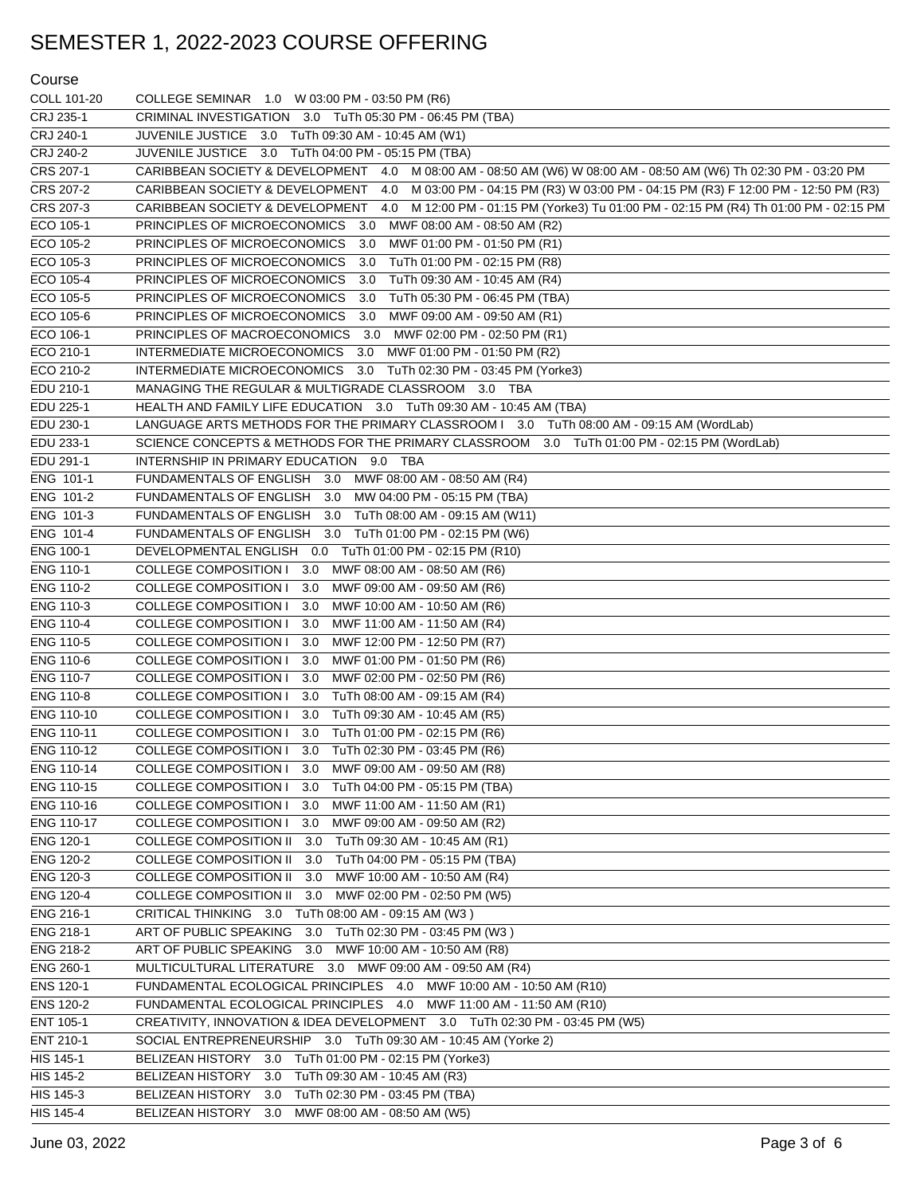# SEMESTER 1, 2022-2023 COURSE OFFERING

| Course | |
|---|---|
| COLL 101-20 | COLLEGE SEMINAR 1.0 W 03:00 PM - 03:50 PM (R6) |
| CRJ 235-1 | CRIMINAL INVESTIGATION 3.0 TuTh 05:30 PM - 06:45 PM (TBA) |
| CRJ 240-1 | JUVENILE JUSTICE 3.0 TuTh 09:30 AM - 10:45 AM (W1) |
| CRJ 240-2 | JUVENILE JUSTICE 3.0 TuTh 04:00 PM - 05:15 PM (TBA) |
| CRS 207-1 | CARIBBEAN SOCIETY & DEVELOPMENT 4.0 M 08:00 AM - 08:50 AM (W6) W 08:00 AM - 08:50 AM (W6) Th 02:30 PM - 03:20 PM |
| CRS 207-2 | CARIBBEAN SOCIETY & DEVELOPMENT 4.0 M 03:00 PM - 04:15 PM (R3) W 03:00 PM - 04:15 PM (R3) F 12:00 PM - 12:50 PM (R3) |
| CRS 207-3 | CARIBBEAN SOCIETY & DEVELOPMENT 4.0 M 12:00 PM - 01:15 PM (Yorke3) Tu 01:00 PM - 02:15 PM (R4) Th 01:00 PM - 02:15 PM |
| ECO 105-1 | PRINCIPLES OF MICROECONOMICS 3.0 MWF 08:00 AM - 08:50 AM (R2) |
| ECO 105-2 | PRINCIPLES OF MICROECONOMICS 3.0 MWF 01:00 PM - 01:50 PM (R1) |
| ECO 105-3 | PRINCIPLES OF MICROECONOMICS 3.0 TuTh 01:00 PM - 02:15 PM (R8) |
| ECO 105-4 | PRINCIPLES OF MICROECONOMICS 3.0 TuTh 09:30 AM - 10:45 AM (R4) |
| ECO 105-5 | PRINCIPLES OF MICROECONOMICS 3.0 TuTh 05:30 PM - 06:45 PM (TBA) |
| ECO 105-6 | PRINCIPLES OF MICROECONOMICS 3.0 MWF 09:00 AM - 09:50 AM (R1) |
| ECO 106-1 | PRINCIPLES OF MACROECONOMICS 3.0 MWF 02:00 PM - 02:50 PM (R1) |
| ECO 210-1 | INTERMEDIATE MICROECONOMICS 3.0 MWF 01:00 PM - 01:50 PM (R2) |
| ECO 210-2 | INTERMEDIATE MICROECONOMICS 3.0 TuTh 02:30 PM - 03:45 PM (Yorke3) |
| EDU 210-1 | MANAGING THE REGULAR & MULTIGRADE CLASSROOM 3.0 TBA |
| EDU 225-1 | HEALTH AND FAMILY LIFE EDUCATION 3.0 TuTh 09:30 AM - 10:45 AM (TBA) |
| EDU 230-1 | LANGUAGE ARTS METHODS FOR THE PRIMARY CLASSROOM I 3.0 TuTh 08:00 AM - 09:15 AM (WordLab) |
| EDU 233-1 | SCIENCE CONCEPTS & METHODS FOR THE PRIMARY CLASSROOM 3.0 TuTh 01:00 PM - 02:15 PM (WordLab) |
| EDU 291-1 | INTERNSHIP IN PRIMARY EDUCATION 9.0 TBA |
| ENG 101-1 | FUNDAMENTALS OF ENGLISH 3.0 MWF 08:00 AM - 08:50 AM (R4) |
| ENG 101-2 | FUNDAMENTALS OF ENGLISH 3.0 MW 04:00 PM - 05:15 PM (TBA) |
| ENG 101-3 | FUNDAMENTALS OF ENGLISH 3.0 TuTh 08:00 AM - 09:15 AM (W11) |
| ENG 101-4 | FUNDAMENTALS OF ENGLISH 3.0 TuTh 01:00 PM - 02:15 PM (W6) |
| ENG 100-1 | DEVELOPMENTAL ENGLISH 0.0 TuTh 01:00 PM - 02:15 PM (R10) |
| ENG 110-1 | COLLEGE COMPOSITION I 3.0 MWF 08:00 AM - 08:50 AM (R6) |
| ENG 110-2 | COLLEGE COMPOSITION I 3.0 MWF 09:00 AM - 09:50 AM (R6) |
| ENG 110-3 | COLLEGE COMPOSITION I 3.0 MWF 10:00 AM - 10:50 AM (R6) |
| ENG 110-4 | COLLEGE COMPOSITION I 3.0 MWF 11:00 AM - 11:50 AM (R4) |
| ENG 110-5 | COLLEGE COMPOSITION I 3.0 MWF 12:00 PM - 12:50 PM (R7) |
| ENG 110-6 | COLLEGE COMPOSITION I 3.0 MWF 01:00 PM - 01:50 PM (R6) |
| ENG 110-7 | COLLEGE COMPOSITION I 3.0 MWF 02:00 PM - 02:50 PM (R6) |
| ENG 110-8 | COLLEGE COMPOSITION I 3.0 TuTh 08:00 AM - 09:15 AM (R4) |
| ENG 110-10 | COLLEGE COMPOSITION I 3.0 TuTh 09:30 AM - 10:45 AM (R5) |
| ENG 110-11 | COLLEGE COMPOSITION I 3.0 TuTh 01:00 PM - 02:15 PM (R6) |
| ENG 110-12 | COLLEGE COMPOSITION I 3.0 TuTh 02:30 PM - 03:45 PM (R6) |
| ENG 110-14 | COLLEGE COMPOSITION I 3.0 MWF 09:00 AM - 09:50 AM (R8) |
| ENG 110-15 | COLLEGE COMPOSITION I 3.0 TuTh 04:00 PM - 05:15 PM (TBA) |
| ENG 110-16 | COLLEGE COMPOSITION I 3.0 MWF 11:00 AM - 11:50 AM (R1) |
| ENG 110-17 | COLLEGE COMPOSITION I 3.0 MWF 09:00 AM - 09:50 AM (R2) |
| ENG 120-1 | COLLEGE COMPOSITION II 3.0 TuTh 09:30 AM - 10:45 AM (R1) |
| ENG 120-2 | COLLEGE COMPOSITION II 3.0 TuTh 04:00 PM - 05:15 PM (TBA) |
| ENG 120-3 | COLLEGE COMPOSITION II 3.0 MWF 10:00 AM - 10:50 AM (R4) |
| ENG 120-4 | COLLEGE COMPOSITION II 3.0 MWF 02:00 PM - 02:50 PM (W5) |
| ENG 216-1 | CRITICAL THINKING 3.0 TuTh 08:00 AM - 09:15 AM (W3 ) |
| ENG 218-1 | ART OF PUBLIC SPEAKING 3.0 TuTh 02:30 PM - 03:45 PM (W3 ) |
| ENG 218-2 | ART OF PUBLIC SPEAKING 3.0 MWF 10:00 AM - 10:50 AM (R8) |
| ENG 260-1 | MULTICULTURAL LITERATURE 3.0 MWF 09:00 AM - 09:50 AM (R4) |
| ENS 120-1 | FUNDAMENTAL ECOLOGICAL PRINCIPLES 4.0 MWF 10:00 AM - 10:50 AM (R10) |
| ENS 120-2 | FUNDAMENTAL ECOLOGICAL PRINCIPLES 4.0 MWF 11:00 AM - 11:50 AM (R10) |
| ENT 105-1 | CREATIVITY, INNOVATION & IDEA DEVELOPMENT 3.0 TuTh 02:30 PM - 03:45 PM (W5) |
| ENT 210-1 | SOCIAL ENTREPRENEURSHIP 3.0 TuTh 09:30 AM - 10:45 AM (Yorke 2) |
| HIS 145-1 | BELIZEAN HISTORY 3.0 TuTh 01:00 PM - 02:15 PM (Yorke3) |
| HIS 145-2 | BELIZEAN HISTORY 3.0 TuTh 09:30 AM - 10:45 AM (R3) |
| HIS 145-3 | BELIZEAN HISTORY 3.0 TuTh 02:30 PM - 03:45 PM (TBA) |
| HIS 145-4 | BELIZEAN HISTORY 3.0 MWF 08:00 AM - 08:50 AM (W5) |

June 03, 2022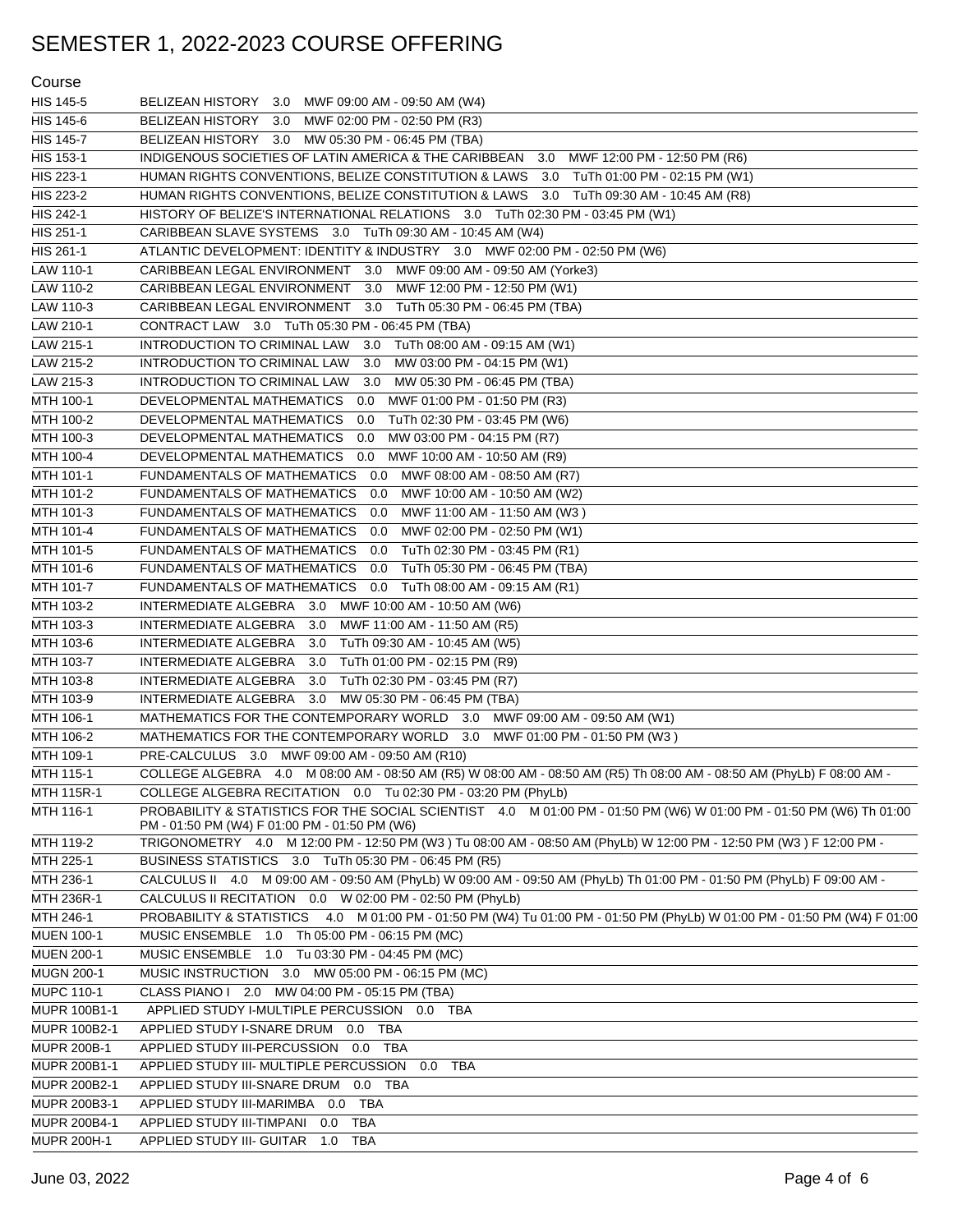# SEMESTER 1, 2022-2023 COURSE OFFERING

| Course | |
|---|---|
| HIS 145-5 | BELIZEAN HISTORY 3.0 MWF 09:00 AM - 09:50 AM (W4) |
| HIS 145-6 | BELIZEAN HISTORY 3.0 MWF 02:00 PM - 02:50 PM (R3) |
| HIS 145-7 | BELIZEAN HISTORY 3.0 MW 05:30 PM - 06:45 PM (TBA) |
| HIS 153-1 | INDIGENOUS SOCIETIES OF LATIN AMERICA & THE CARIBBEAN 3.0 MWF 12:00 PM - 12:50 PM (R6) |
| HIS 223-1 | HUMAN RIGHTS CONVENTIONS, BELIZE CONSTITUTION & LAWS 3.0 TuTh 01:00 PM - 02:15 PM (W1) |
| HIS 223-2 | HUMAN RIGHTS CONVENTIONS, BELIZE CONSTITUTION & LAWS 3.0 TuTh 09:30 AM - 10:45 AM (R8) |
| HIS 242-1 | HISTORY OF BELIZE'S INTERNATIONAL RELATIONS 3.0 TuTh 02:30 PM - 03:45 PM (W1) |
| HIS 251-1 | CARIBBEAN SLAVE SYSTEMS 3.0 TuTh 09:30 AM - 10:45 AM (W4) |
| HIS 261-1 | ATLANTIC DEVELOPMENT: IDENTITY & INDUSTRY 3.0 MWF 02:00 PM - 02:50 PM (W6) |
| LAW 110-1 | CARIBBEAN LEGAL ENVIRONMENT 3.0 MWF 09:00 AM - 09:50 AM (Yorke3) |
| LAW 110-2 | CARIBBEAN LEGAL ENVIRONMENT 3.0 MWF 12:00 PM - 12:50 PM (W1) |
| LAW 110-3 | CARIBBEAN LEGAL ENVIRONMENT 3.0 TuTh 05:30 PM - 06:45 PM (TBA) |
| LAW 210-1 | CONTRACT LAW 3.0 TuTh 05:30 PM - 06:45 PM (TBA) |
| LAW 215-1 | INTRODUCTION TO CRIMINAL LAW 3.0 TuTh 08:00 AM - 09:15 AM (W1) |
| LAW 215-2 | INTRODUCTION TO CRIMINAL LAW 3.0 MW 03:00 PM - 04:15 PM (W1) |
| LAW 215-3 | INTRODUCTION TO CRIMINAL LAW 3.0 MW 05:30 PM - 06:45 PM (TBA) |
| MTH 100-1 | DEVELOPMENTAL MATHEMATICS 0.0 MWF 01:00 PM - 01:50 PM (R3) |
| MTH 100-2 | DEVELOPMENTAL MATHEMATICS 0.0 TuTh 02:30 PM - 03:45 PM (W6) |
| MTH 100-3 | DEVELOPMENTAL MATHEMATICS 0.0 MW 03:00 PM - 04:15 PM (R7) |
| MTH 100-4 | DEVELOPMENTAL MATHEMATICS 0.0 MWF 10:00 AM - 10:50 AM (R9) |
| MTH 101-1 | FUNDAMENTALS OF MATHEMATICS 0.0 MWF 08:00 AM - 08:50 AM (R7) |
| MTH 101-2 | FUNDAMENTALS OF MATHEMATICS 0.0 MWF 10:00 AM - 10:50 AM (W2) |
| MTH 101-3 | FUNDAMENTALS OF MATHEMATICS 0.0 MWF 11:00 AM - 11:50 AM (W3 ) |
| MTH 101-4 | FUNDAMENTALS OF MATHEMATICS 0.0 MWF 02:00 PM - 02:50 PM (W1) |
| MTH 101-5 | FUNDAMENTALS OF MATHEMATICS 0.0 TuTh 02:30 PM - 03:45 PM (R1) |
| MTH 101-6 | FUNDAMENTALS OF MATHEMATICS 0.0 TuTh 05:30 PM - 06:45 PM (TBA) |
| MTH 101-7 | FUNDAMENTALS OF MATHEMATICS 0.0 TuTh 08:00 AM - 09:15 AM (R1) |
| MTH 103-2 | INTERMEDIATE ALGEBRA 3.0 MWF 10:00 AM - 10:50 AM (W6) |
| MTH 103-3 | INTERMEDIATE ALGEBRA 3.0 MWF 11:00 AM - 11:50 AM (R5) |
| MTH 103-6 | INTERMEDIATE ALGEBRA 3.0 TuTh 09:30 AM - 10:45 AM (W5) |
| MTH 103-7 | INTERMEDIATE ALGEBRA 3.0 TuTh 01:00 PM - 02:15 PM (R9) |
| MTH 103-8 | INTERMEDIATE ALGEBRA 3.0 TuTh 02:30 PM - 03:45 PM (R7) |
| MTH 103-9 | INTERMEDIATE ALGEBRA 3.0 MW 05:30 PM - 06:45 PM (TBA) |
| MTH 106-1 | MATHEMATICS FOR THE CONTEMPORARY WORLD 3.0 MWF 09:00 AM - 09:50 AM (W1) |
| MTH 106-2 | MATHEMATICS FOR THE CONTEMPORARY WORLD 3.0 MWF 01:00 PM - 01:50 PM (W3 ) |
| MTH 109-1 | PRE-CALCULUS 3.0 MWF 09:00 AM - 09:50 AM (R10) |
| MTH 115-1 | COLLEGE ALGEBRA 4.0 M 08:00 AM - 08:50 AM (R5) W 08:00 AM - 08:50 AM (R5) Th 08:00 AM - 08:50 AM (PhyLb) F 08:00 AM - |
| MTH 115R-1 | COLLEGE ALGEBRA RECITATION 0.0 Tu 02:30 PM - 03:20 PM (PhyLb) |
| MTH 116-1 | PROBABILITY & STATISTICS FOR THE SOCIAL SCIENTIST 4.0 M 01:00 PM - 01:50 PM (W6) W 01:00 PM - 01:50 PM (W6) Th 01:00 PM - 01:50 PM (W4) F 01:00 PM - 01:50 PM (W6) |
| MTH 119-2 | TRIGONOMETRY 4.0 M 12:00 PM - 12:50 PM (W3 ) Tu 08:00 AM - 08:50 AM (PhyLb) W 12:00 PM - 12:50 PM (W3 ) F 12:00 PM - |
| MTH 225-1 | BUSINESS STATISTICS 3.0 TuTh 05:30 PM - 06:45 PM (R5) |
| MTH 236-1 | CALCULUS II 4.0 M 09:00 AM - 09:50 AM (PhyLb) W 09:00 AM - 09:50 AM (PhyLb) Th 01:00 PM - 01:50 PM (PhyLb) F 09:00 AM - |
| MTH 236R-1 | CALCULUS II RECITATION 0.0 W 02:00 PM - 02:50 PM (PhyLb) |
| MTH 246-1 | PROBABILITY & STATISTICS 4.0 M 01:00 PM - 01:50 PM (W4) Tu 01:00 PM - 01:50 PM (PhyLb) W 01:00 PM - 01:50 PM (W4) F 01:00 |
| MUEN 100-1 | MUSIC ENSEMBLE 1.0 Th 05:00 PM - 06:15 PM (MC) |
| MUEN 200-1 | MUSIC ENSEMBLE 1.0 Tu 03:30 PM - 04:45 PM (MC) |
| MUGN 200-1 | MUSIC INSTRUCTION 3.0 MW 05:00 PM - 06:15 PM (MC) |
| MUPC 110-1 | CLASS PIANO I 2.0 MW 04:00 PM - 05:15 PM (TBA) |
| MUPR 100B1-1 | APPLIED STUDY I-MULTIPLE PERCUSSION 0.0 TBA |
| MUPR 100B2-1 | APPLIED STUDY I-SNARE DRUM 0.0 TBA |
| MUPR 200B-1 | APPLIED STUDY III-PERCUSSION 0.0 TBA |
| MUPR 200B1-1 | APPLIED STUDY III- MULTIPLE PERCUSSION 0.0 TBA |
| MUPR 200B2-1 | APPLIED STUDY III-SNARE DRUM 0.0 TBA |
| MUPR 200B3-1 | APPLIED STUDY III-MARIMBA 0.0 TBA |
| MUPR 200B4-1 | APPLIED STUDY III-TIMPANI 0.0 TBA |
| MUPR 200H-1 | APPLIED STUDY III- GUITAR 1.0 TBA |

June 03, 2022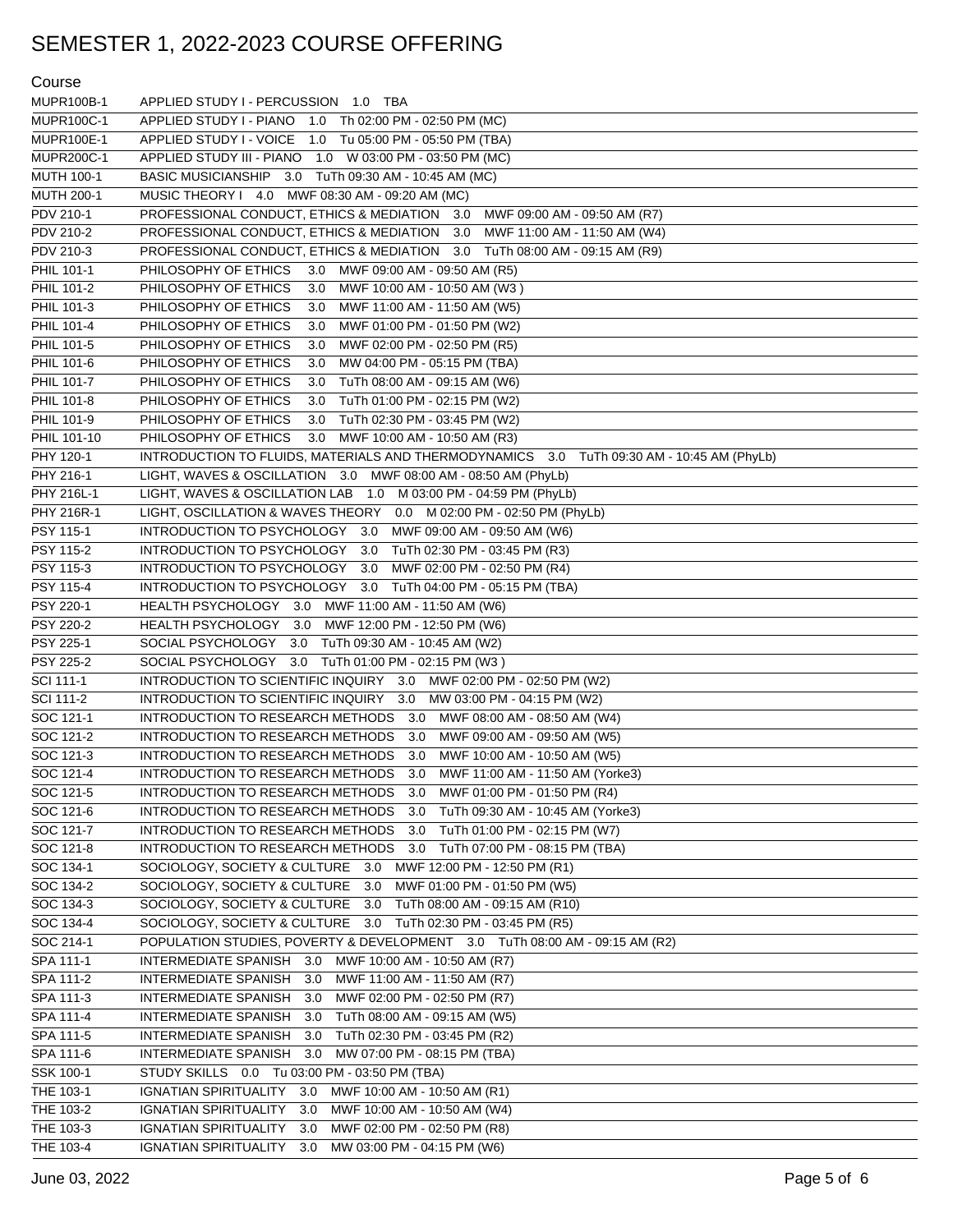# SEMESTER 1, 2022-2023 COURSE OFFERING

| Course | |
|---|---|
| MUPR100B-1 | APPLIED STUDY I - PERCUSSION 1.0 TBA |
| MUPR100C-1 | APPLIED STUDY I - PIANO 1.0 Th 02:00 PM - 02:50 PM (MC) |
| MUPR100E-1 | APPLIED STUDY I - VOICE 1.0 Tu 05:00 PM - 05:50 PM (TBA) |
| MUPR200C-1 | APPLIED STUDY III - PIANO 1.0 W 03:00 PM - 03:50 PM (MC) |
| MUTH 100-1 | BASIC MUSICIANSHIP 3.0 TuTh 09:30 AM - 10:45 AM (MC) |
| MUTH 200-1 | MUSIC THEORY I 4.0 MWF 08:30 AM - 09:20 AM (MC) |
| PDV 210-1 | PROFESSIONAL CONDUCT, ETHICS & MEDIATION 3.0 MWF 09:00 AM - 09:50 AM (R7) |
| PDV 210-2 | PROFESSIONAL CONDUCT, ETHICS & MEDIATION 3.0 MWF 11:00 AM - 11:50 AM (W4) |
| PDV 210-3 | PROFESSIONAL CONDUCT, ETHICS & MEDIATION 3.0 TuTh 08:00 AM - 09:15 AM (R9) |
| PHIL 101-1 | PHILOSOPHY OF ETHICS 3.0 MWF 09:00 AM - 09:50 AM (R5) |
| PHIL 101-2 | PHILOSOPHY OF ETHICS 3.0 MWF 10:00 AM - 10:50 AM (W3 ) |
| PHIL 101-3 | PHILOSOPHY OF ETHICS 3.0 MWF 11:00 AM - 11:50 AM (W5) |
| PHIL 101-4 | PHILOSOPHY OF ETHICS 3.0 MWF 01:00 PM - 01:50 PM (W2) |
| PHIL 101-5 | PHILOSOPHY OF ETHICS 3.0 MWF 02:00 PM - 02:50 PM (R5) |
| PHIL 101-6 | PHILOSOPHY OF ETHICS 3.0 MW 04:00 PM - 05:15 PM (TBA) |
| PHIL 101-7 | PHILOSOPHY OF ETHICS 3.0 TuTh 08:00 AM - 09:15 AM (W6) |
| PHIL 101-8 | PHILOSOPHY OF ETHICS 3.0 TuTh 01:00 PM - 02:15 PM (W2) |
| PHIL 101-9 | PHILOSOPHY OF ETHICS 3.0 TuTh 02:30 PM - 03:45 PM (W2) |
| PHIL 101-10 | PHILOSOPHY OF ETHICS 3.0 MWF 10:00 AM - 10:50 AM (R3) |
| PHY 120-1 | INTRODUCTION TO FLUIDS, MATERIALS AND THERMODYNAMICS 3.0 TuTh 09:30 AM - 10:45 AM (PhyLb) |
| PHY 216-1 | LIGHT, WAVES & OSCILLATION 3.0 MWF 08:00 AM - 08:50 AM (PhyLb) |
| PHY 216L-1 | LIGHT, WAVES & OSCILLATION LAB 1.0 M 03:00 PM - 04:59 PM (PhyLb) |
| PHY 216R-1 | LIGHT, OSCILLATION & WAVES THEORY 0.0 M 02:00 PM - 02:50 PM (PhyLb) |
| PSY 115-1 | INTRODUCTION TO PSYCHOLOGY 3.0 MWF 09:00 AM - 09:50 AM (W6) |
| PSY 115-2 | INTRODUCTION TO PSYCHOLOGY 3.0 TuTh 02:30 PM - 03:45 PM (R3) |
| PSY 115-3 | INTRODUCTION TO PSYCHOLOGY 3.0 MWF 02:00 PM - 02:50 PM (R4) |
| PSY 115-4 | INTRODUCTION TO PSYCHOLOGY 3.0 TuTh 04:00 PM - 05:15 PM (TBA) |
| PSY 220-1 | HEALTH PSYCHOLOGY 3.0 MWF 11:00 AM - 11:50 AM (W6) |
| PSY 220-2 | HEALTH PSYCHOLOGY 3.0 MWF 12:00 PM - 12:50 PM (W6) |
| PSY 225-1 | SOCIAL PSYCHOLOGY 3.0 TuTh 09:30 AM - 10:45 AM (W2) |
| PSY 225-2 | SOCIAL PSYCHOLOGY 3.0 TuTh 01:00 PM - 02:15 PM (W3 ) |
| SCI 111-1 | INTRODUCTION TO SCIENTIFIC INQUIRY 3.0 MWF 02:00 PM - 02:50 PM (W2) |
| SCI 111-2 | INTRODUCTION TO SCIENTIFIC INQUIRY 3.0 MW 03:00 PM - 04:15 PM (W2) |
| SOC 121-1 | INTRODUCTION TO RESEARCH METHODS 3.0 MWF 08:00 AM - 08:50 AM (W4) |
| SOC 121-2 | INTRODUCTION TO RESEARCH METHODS 3.0 MWF 09:00 AM - 09:50 AM (W5) |
| SOC 121-3 | INTRODUCTION TO RESEARCH METHODS 3.0 MWF 10:00 AM - 10:50 AM (W5) |
| SOC 121-4 | INTRODUCTION TO RESEARCH METHODS 3.0 MWF 11:00 AM - 11:50 AM (Yorke3) |
| SOC 121-5 | INTRODUCTION TO RESEARCH METHODS 3.0 MWF 01:00 PM - 01:50 PM (R4) |
| SOC 121-6 | INTRODUCTION TO RESEARCH METHODS 3.0 TuTh 09:30 AM - 10:45 AM (Yorke3) |
| SOC 121-7 | INTRODUCTION TO RESEARCH METHODS 3.0 TuTh 01:00 PM - 02:15 PM (W7) |
| SOC 121-8 | INTRODUCTION TO RESEARCH METHODS 3.0 TuTh 07:00 PM - 08:15 PM (TBA) |
| SOC 134-1 | SOCIOLOGY, SOCIETY & CULTURE 3.0 MWF 12:00 PM - 12:50 PM (R1) |
| SOC 134-2 | SOCIOLOGY, SOCIETY & CULTURE 3.0 MWF 01:00 PM - 01:50 PM (W5) |
| SOC 134-3 | SOCIOLOGY, SOCIETY & CULTURE 3.0 TuTh 08:00 AM - 09:15 AM (R10) |
| SOC 134-4 | SOCIOLOGY, SOCIETY & CULTURE 3.0 TuTh 02:30 PM - 03:45 PM (R5) |
| SOC 214-1 | POPULATION STUDIES, POVERTY & DEVELOPMENT 3.0 TuTh 08:00 AM - 09:15 AM (R2) |
| SPA 111-1 | INTERMEDIATE SPANISH 3.0 MWF 10:00 AM - 10:50 AM (R7) |
| SPA 111-2 | INTERMEDIATE SPANISH 3.0 MWF 11:00 AM - 11:50 AM (R7) |
| SPA 111-3 | INTERMEDIATE SPANISH 3.0 MWF 02:00 PM - 02:50 PM (R7) |
| SPA 111-4 | INTERMEDIATE SPANISH 3.0 TuTh 08:00 AM - 09:15 AM (W5) |
| SPA 111-5 | INTERMEDIATE SPANISH 3.0 TuTh 02:30 PM - 03:45 PM (R2) |
| SPA 111-6 | INTERMEDIATE SPANISH 3.0 MW 07:00 PM - 08:15 PM (TBA) |
| SSK 100-1 | STUDY SKILLS 0.0 Tu 03:00 PM - 03:50 PM (TBA) |
| THE 103-1 | IGNATIAN SPIRITUALITY 3.0 MWF 10:00 AM - 10:50 AM (R1) |
| THE 103-2 | IGNATIAN SPIRITUALITY 3.0 MWF 10:00 AM - 10:50 AM (W4) |
| THE 103-3 | IGNATIAN SPIRITUALITY 3.0 MWF 02:00 PM - 02:50 PM (R8) |
| THE 103-4 | IGNATIAN SPIRITUALITY 3.0 MW 03:00 PM - 04:15 PM (W6) |

June 03, 2022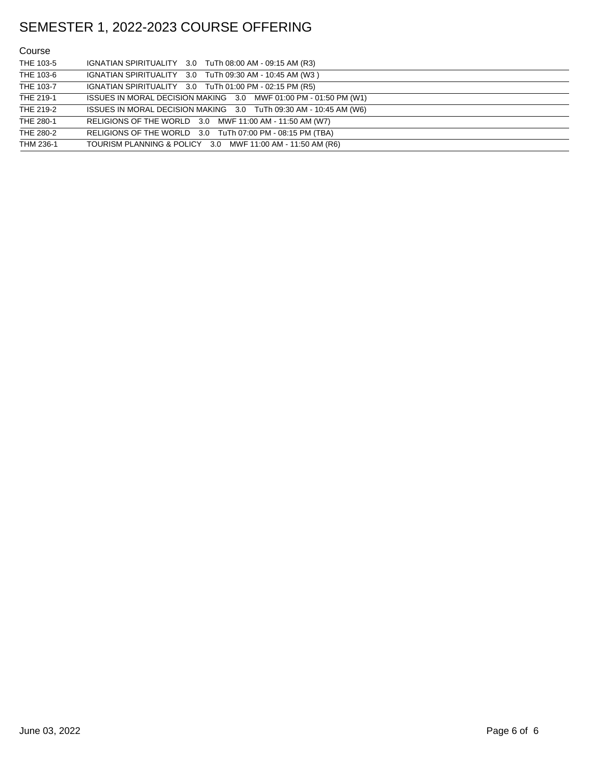# SEMESTER 1, 2022-2023 COURSE OFFERING

| Course | |
|---|---|
| THE 103-5 | IGNATIAN SPIRITUALITY 3.0 TuTh 08:00 AM - 09:15 AM (R3) |
| THE 103-6 | IGNATIAN SPIRITUALITY 3.0 TuTh 09:30 AM - 10:45 AM (W3 ) |
| THE 103-7 | IGNATIAN SPIRITUALITY 3.0 TuTh 01:00 PM - 02:15 PM (R5) |
| THE 219-1 | ISSUES IN MORAL DECISION MAKING 3.0 MWF 01:00 PM - 01:50 PM (W1) |
| THE 219-2 | ISSUES IN MORAL DECISION MAKING 3.0 TuTh 09:30 AM - 10:45 AM (W6) |
| THE 280-1 | RELIGIONS OF THE WORLD 3.0 MWF 11:00 AM - 11:50 AM (W7) |
| THE 280-2 | RELIGIONS OF THE WORLD 3.0 TuTh 07:00 PM - 08:15 PM (TBA) |
| THM 236-1 | TOURISM PLANNING & POLICY 3.0 MWF 11:00 AM - 11:50 AM (R6) |

June 03, 2022